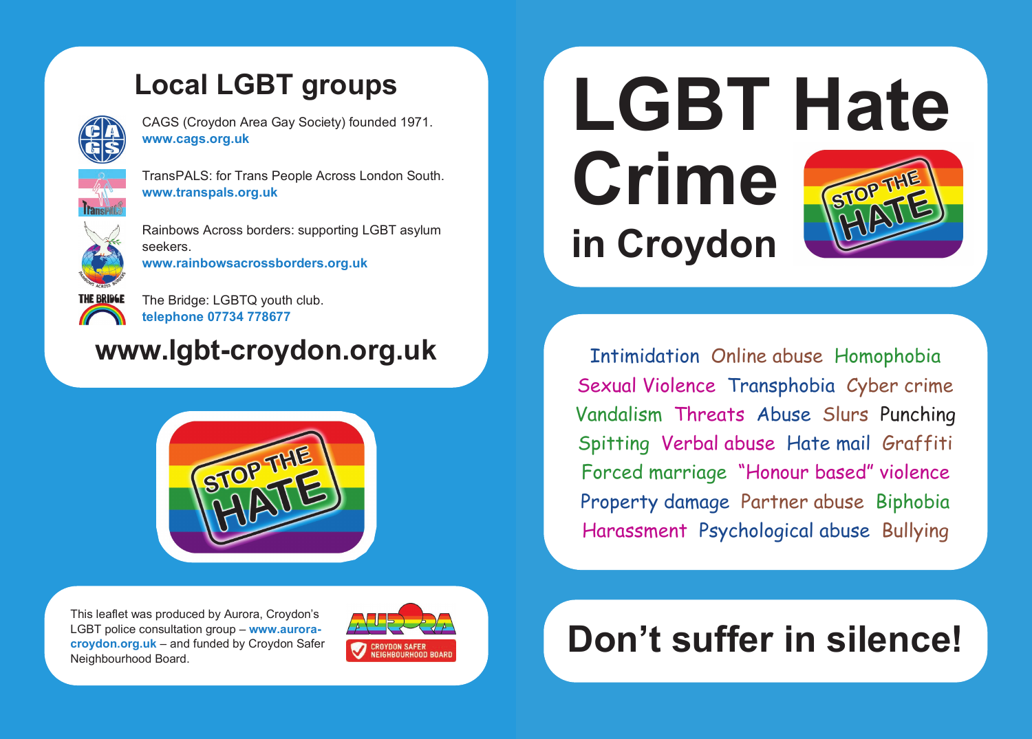# LGBT Hate Crime in Croydon

STOP THE HATE

Intimidation Online abuse Homophobia Sexual Violence Transphobia Cyber crime Vandalism Threats Abuse Slurs Punching Spitting Verbal abuse Hate mail Graffiti Forced marriage "Honour based" violence Property damage Partner abuse Biphobia Harassment Psychological abuse Bullying

## Don't suffer in silence!

## Local LGBT groups

CAGS (Croydon Area Gay Society) founded 1971.
**www.cags.org.uk**

TransPALS: for Trans People Across London South.
**www.transpals.org.uk**

Rainbows Across borders: supporting LGBT asylum seekers.
**www.rainbowsacrossborders.org.uk**

The Bridge: LGBTQ youth club.
**telephone 07734 778677**

## www.lgbt-croydon.org.uk

STOP THE HATE

This leaflet was produced by Aurora, Croydon's LGBT police consultation group – **www.aurora-croydon.org.uk** – and funded by Croydon Safer Neighbourhood Board.

AURORA

CROYDON SAFER NEIGHBOURHOOD BOARD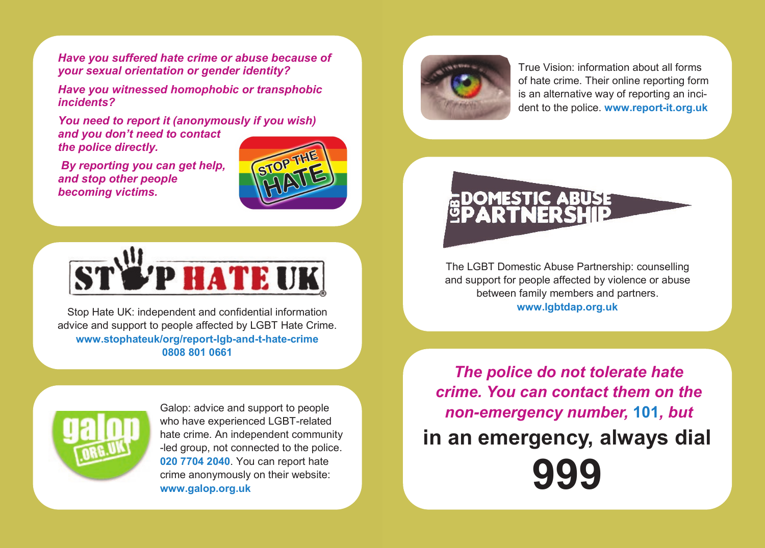***Have you suffered hate crime or abuse because of your sexual orientation or gender identity?***

***Have you witnessed homophobic or transphobic incidents?***

***You need to report it (anonymously if you wish) and you don't need to contact the police directly.***

***By reporting you can get help, and stop other people becoming victims.***

STOP THE HATE

STOP HATE UK

Stop Hate UK: independent and confidential information advice and support to people affected by LGBT Hate Crime.
**www.stophateuk/org/report-lgb-and-t-hate-crime**
**0808 801 0661**

galop .ORG.UK

Galop: advice and support to people who have experienced LGBT-related hate crime. An independent community-led group, not connected to the police. **020 7704 2040**. You can report hate crime anonymously on their website: **www.galop.org.uk**

True Vision: information about all forms of hate crime. Their online reporting form is an alternative way of reporting an incident to the police. **www.report-it.org.uk**

LGBT DOMESTIC ABUSE PARTNERSHIP

The LGBT Domestic Abuse Partnership: counselling and support for people affected by violence or abuse between family members and partners.
**www.lgbtdap.org.uk**

***The police do not tolerate hate crime. You can contact them on the non-emergency number, 101, but***

**in an emergency, always dial**

# 999